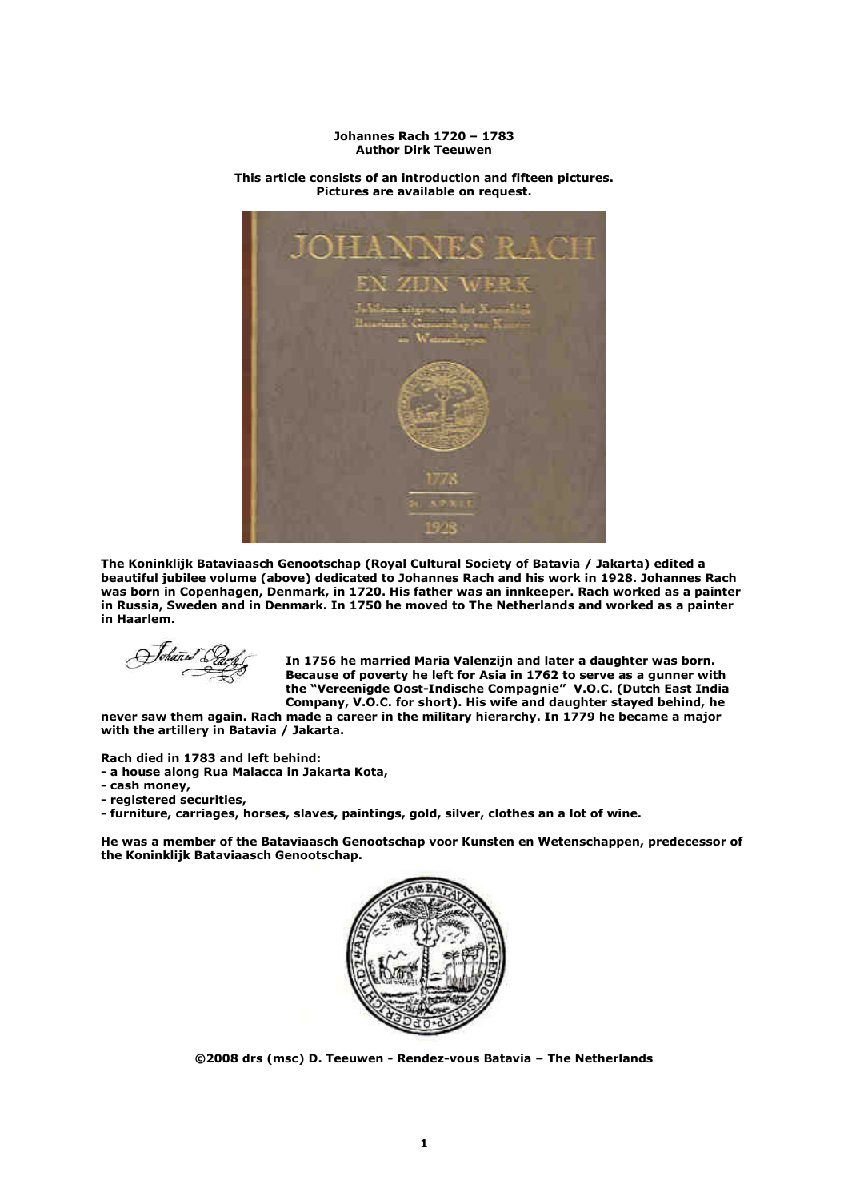**Johannes Rach 1720 – 1783**
**Author Dirk Teeuwen**

**This article consists of an introduction and fifteen pictures.**
**Pictures are available on request.**

**The Koninklijk Bataviaasch Genootschap (Royal Cultural Society of Batavia / Jakarta) edited a beautiful jubilee volume (above) dedicated to Johannes Rach and his work in 1928. Johannes Rach was born in Copenhagen, Denmark, in 1720. His father was an innkeeper. Rach worked as a painter in Russia, Sweden and in Denmark. In 1750 he moved to The Netherlands and worked as a painter in Haarlem.**

**In 1756 he married Maria Valenzijn and later a daughter was born. Because of poverty he left for Asia in 1762 to serve as a gunner with the "Vereenigde Oost-Indische Compagnie" V.O.C. (Dutch East India Company, V.O.C. for short). His wife and daughter stayed behind, he never saw them again. Rach made a career in the military hierarchy. In 1779 he became a major with the artillery in Batavia / Jakarta.**

**Rach died in 1783 and left behind:**
**- a house along Rua Malacca in Jakarta Kota,**
**- cash money,**
**- registered securities,**
**- furniture, carriages, horses, slaves, paintings, gold, silver, clothes an a lot of wine.**

**He was a member of the Bataviaasch Genootschap voor Kunsten en Wetenschappen, predecessor of the Koninklijk Bataviaasch Genootschap.**

**©2008 drs (msc) D. Teeuwen - Rendez-vous Batavia – The Netherlands**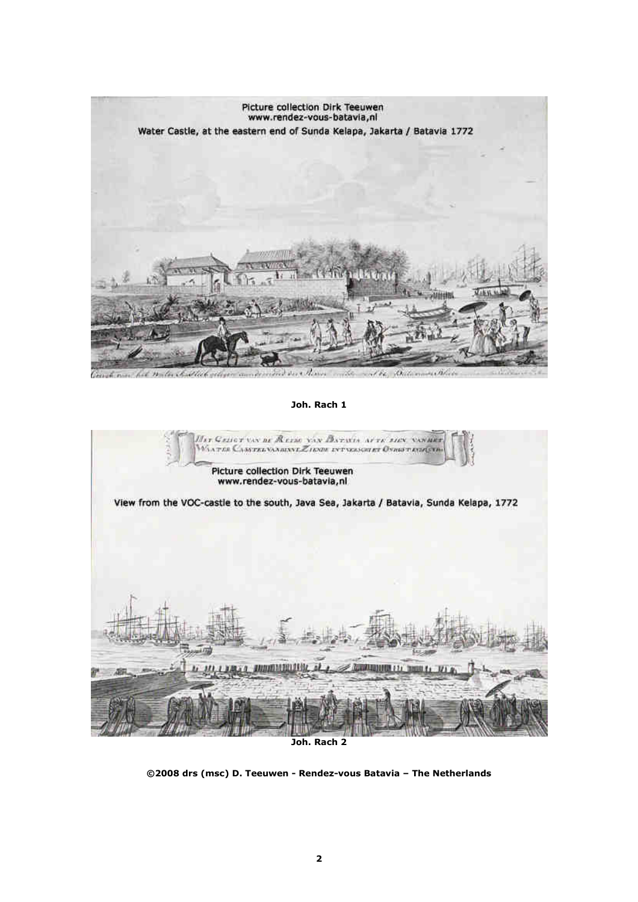Picture collection Dirk Teeuwen
www.rendez-vous-batavia,nl

Water Castle, at the eastern end of Sunda Kelapa, Jakarta / Batavia 1772

Joh. Rach 1

Picture collection Dirk Teeuwen
www.rendez-vous-batavia,nl

View from the VOC-castle to the south, Java Sea, Jakarta / Batavia, Sunda Kelapa, 1772

Joh. Rach 2

**©2008 drs (msc) D. Teeuwen - Rendez-vous Batavia – The Netherlands**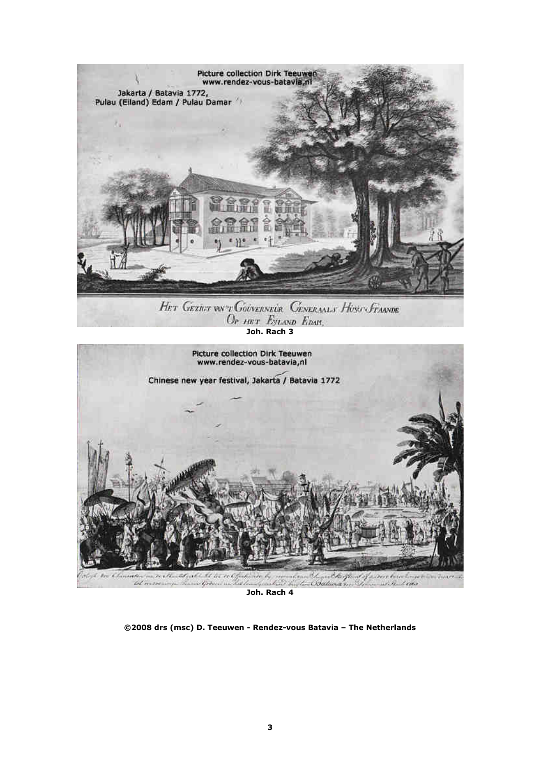Picture collection Dirk Teeuwen
www.rendez-vous-batavia.nl

Jakarta / Batavia 1772,
Pulau (Eiland) Edam / Pulau Damar

HET GEZIGT VAN'T GOUVERNEUR GENERAALS HUIS STAANDE OP HET EYLAND EDAM.

**Joh. Rach 3**

Picture collection Dirk Teeuwen
www.rendez-vous-batavia,nl

Chinese new year festival, Jakarta / Batavia 1772

**Joh. Rach 4**

**©2008 drs (msc) D. Teeuwen - Rendez-vous Batavia – The Netherlands**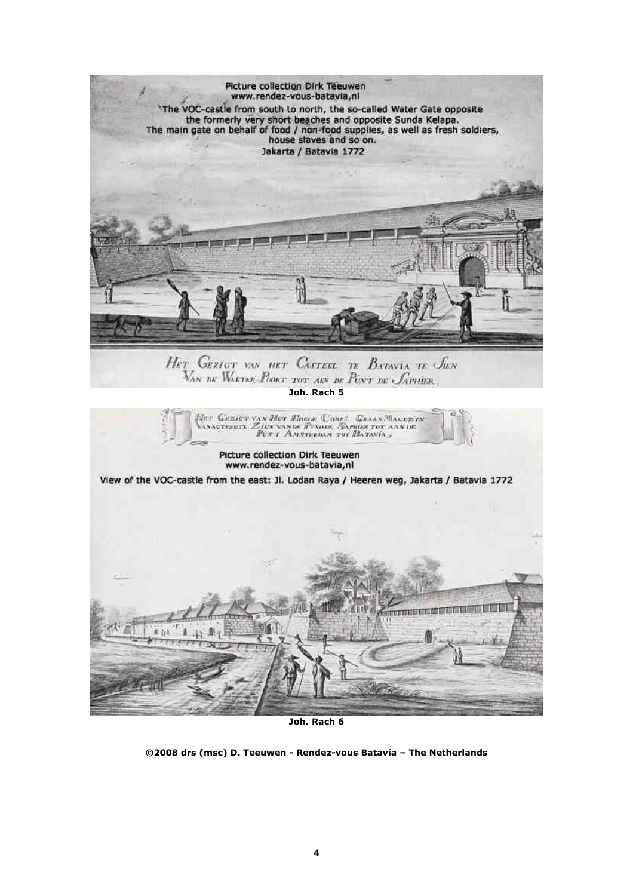Picture collection Dirk Teeuwen
www.rendez-vous-batavia,nl

The VOC-castle from south to north, the so-called Water Gate opposite the formerly very short beaches and opposite Sunda Kelapa.
The main gate on behalf of food / non-food supplies, as well as fresh soldiers, house slaves and so on.
Jakarta / Batavia 1772

HET GEZIGT VAN HET CASTEEL TE BATAVIA TE SIEN VAN DE WAETER-POORT TOT AEN DE PUNT DE SAPHIER.

**Joh. Rach 5**

HET GEZICT VAN HET EDELE COMP: GRAAN MAGAZYN VANAGTERUYTE ZIEN VAN DE PUNDE SAPHIER TOT AAN DE PUNT AMSTERDAM TOT BATAVIA.

Picture collection Dirk Teeuwen
www.rendez-vous-batavia,nl

View of the VOC-castle from the east: Jl. Lodan Raya / Heeren weg, Jakarta / Batavia 1772

**Joh. Rach 6**

**©2008 drs (msc) D. Teeuwen - Rendez-vous Batavia – The Netherlands**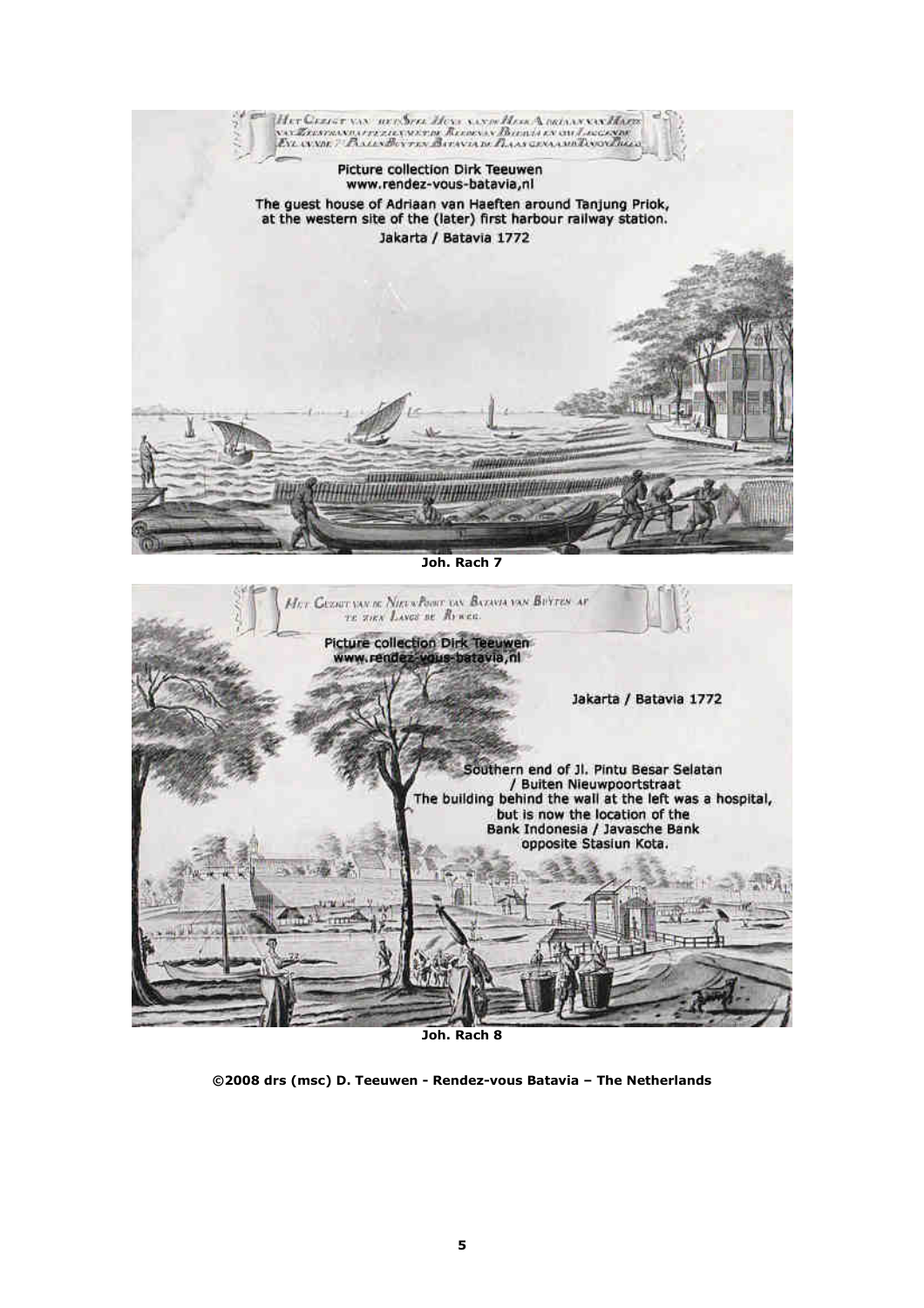Picture collection Dirk Teeuwen
www.rendez-vous-batavia,nl

The guest house of Adriaan van Haeften around Tanjung Priok, at the western site of the (later) first harbour railway station.

Jakarta / Batavia 1772

**Joh. Rach 7**

Picture collection Dirk Teeuwen
www.rendez-vous-batavia,nl

Jakarta / Batavia 1772

Southern end of Jl. Pintu Besar Selatan / Buiten Nieuwpoortstraat
The building behind the wall at the left was a hospital, but is now the location of the Bank Indonesia / Javasche Bank opposite Stasiun Kota.

**Joh. Rach 8**

**©2008 drs (msc) D. Teeuwen - Rendez-vous Batavia – The Netherlands**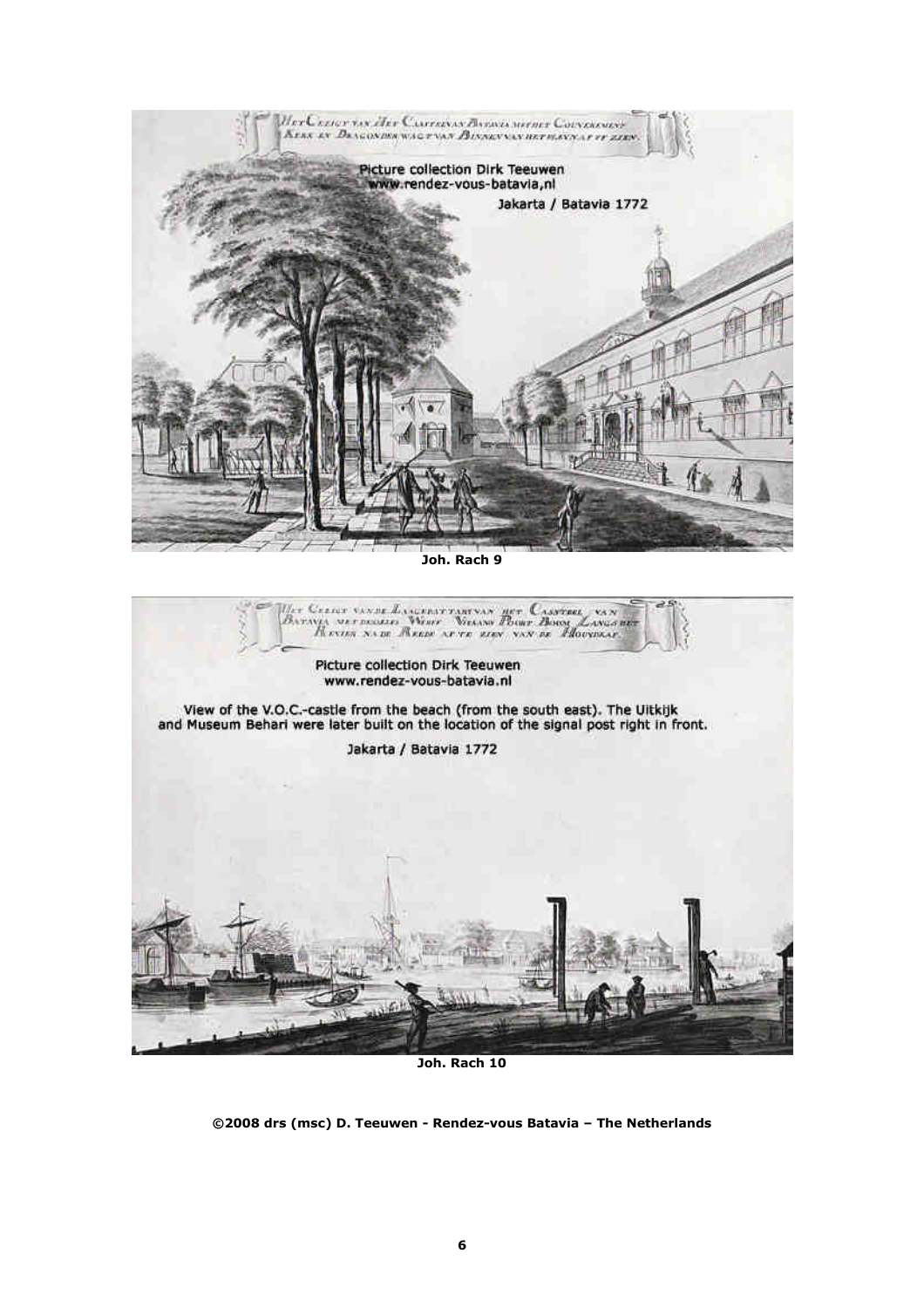Het Gezigt van het Casteel van Batavia met het Gouvernement Kerk en Diaconiewagt van Binnen van het Kasteel af te zien.

Picture collection Dirk Teeuwen
www.rendez-vous-batavia,nl

Jakarta / Batavia 1772

**Joh. Rach 9**

Het Gezigt van de Lagerbattery van het Casteel van Batavia met desselfs Werf, Visaans Poort Boom Langs het Kevier na de Reede af te zien van de Houtkaf.

Picture collection Dirk Teeuwen
www.rendez-vous-batavia.nl

View of the V.O.C.-castle from the beach (from the south east). The Uitkijk and Museum Behari were later built on the location of the signal post right in front.

Jakarta / Batavia 1772

**Joh. Rach 10**

**©2008 drs (msc) D. Teeuwen - Rendez-vous Batavia – The Netherlands**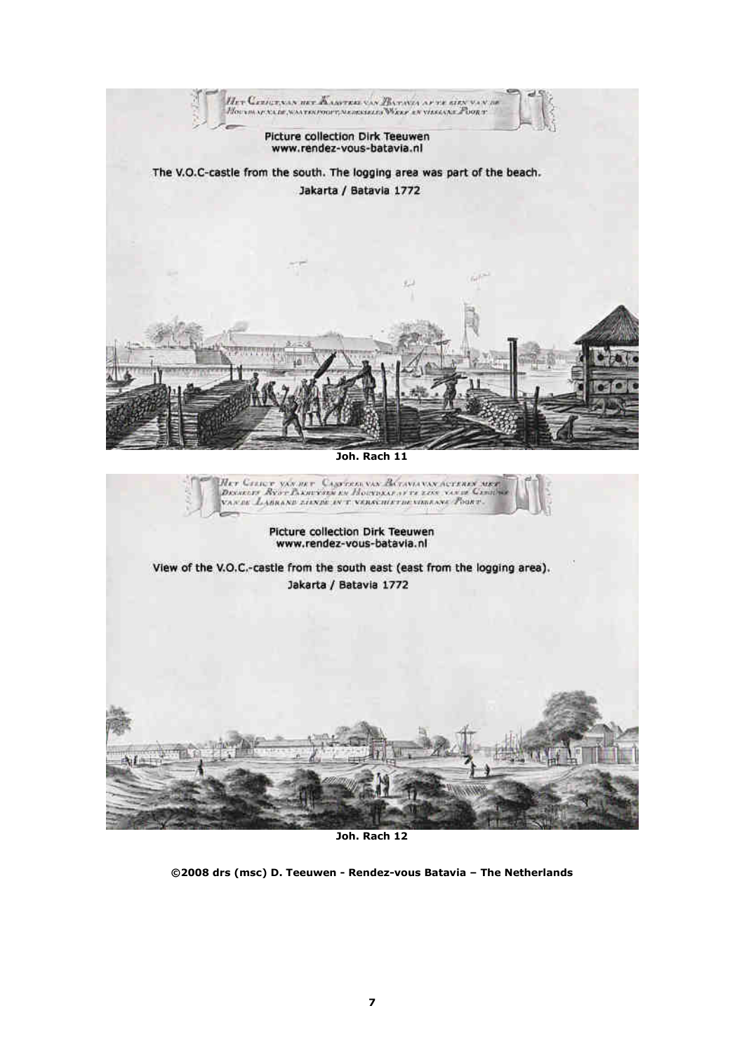Picture collection Dirk Teeuwen
www.rendez-vous-batavia.nl

The V.O.C-castle from the south. The logging area was part of the beach.

Jakarta / Batavia 1772

**Joh. Rach 11**

Picture collection Dirk Teeuwen
www.rendez-vous-batavia.nl

View of the V.O.C.-castle from the south east (east from the logging area).

Jakarta / Batavia 1772

**Joh. Rach 12**

**©2008 drs (msc) D. Teeuwen - Rendez-vous Batavia – The Netherlands**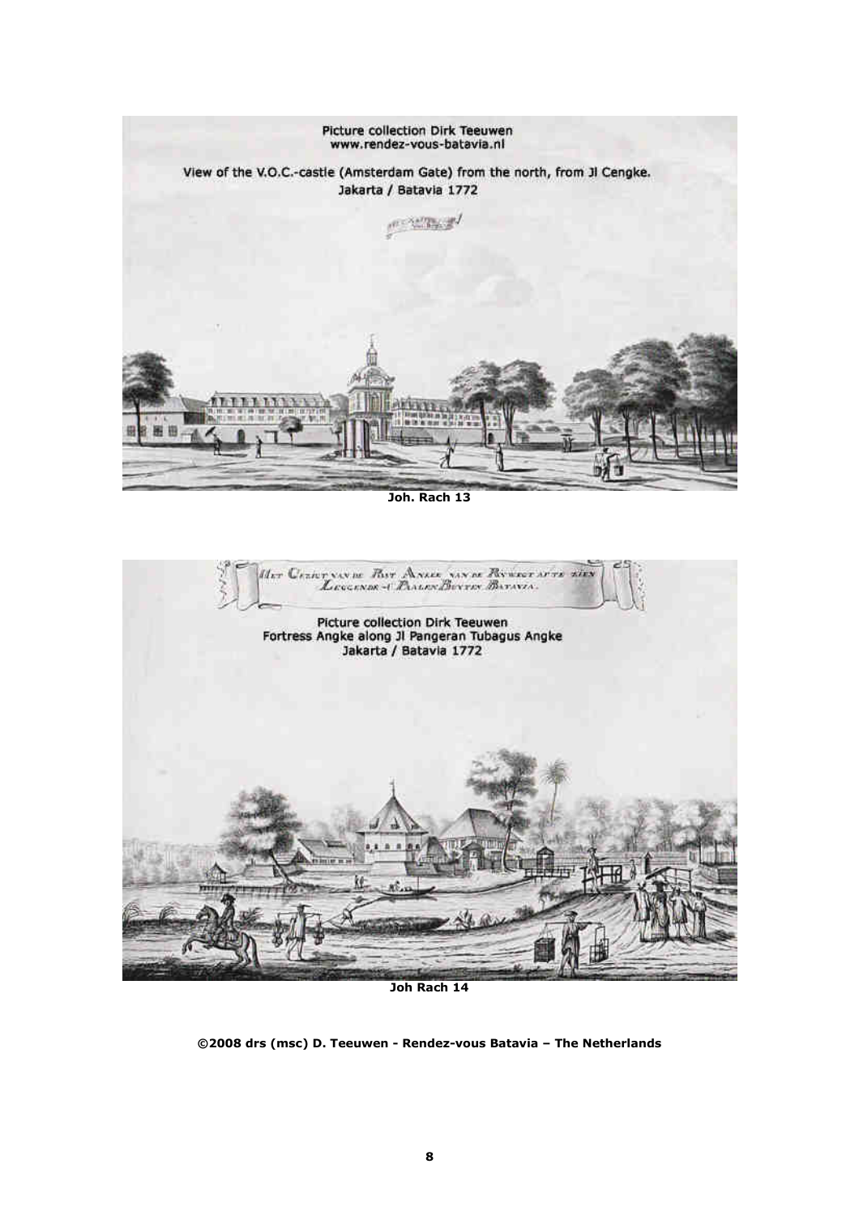Picture collection Dirk Teeuwen
www.rendez-vous-batavia.nl

View of the V.O.C.-castle (Amsterdam Gate) from the north, from Jl Cengke.
Jakarta / Batavia 1772

**Joh. Rach 13**

Picture collection Dirk Teeuwen
Fortress Angke along Jl Pangeran Tubagus Angke
Jakarta / Batavia 1772

**Joh Rach 14**

**©2008 drs (msc) D. Teeuwen - Rendez-vous Batavia – The Netherlands**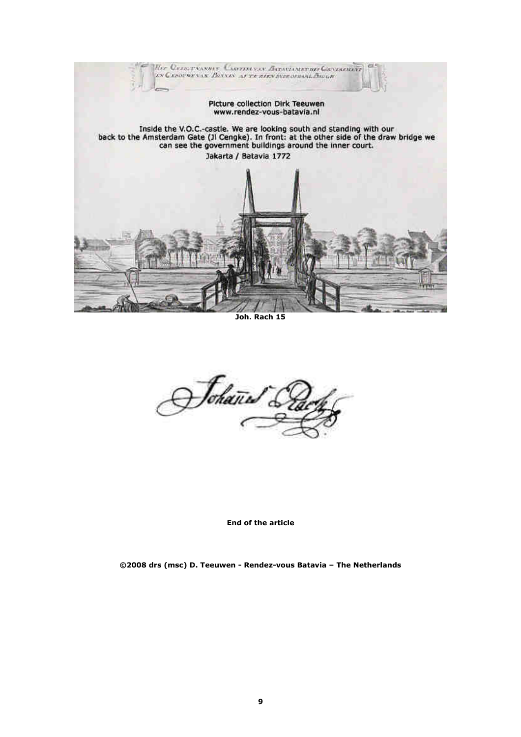Picture collection Dirk Teeuwen
www.rendez-vous-batavia.nl

Inside the V.O.C.-castle. We are looking south and standing with our back to the Amsterdam Gate (Jl Cengke). In front: at the other side of the draw bridge we can see the government buildings around the inner court.

Jakarta / Batavia 1772

**Joh. Rach 15**

**End of the article**

**©2008 drs (msc) D. Teeuwen - Rendez-vous Batavia – The Netherlands**